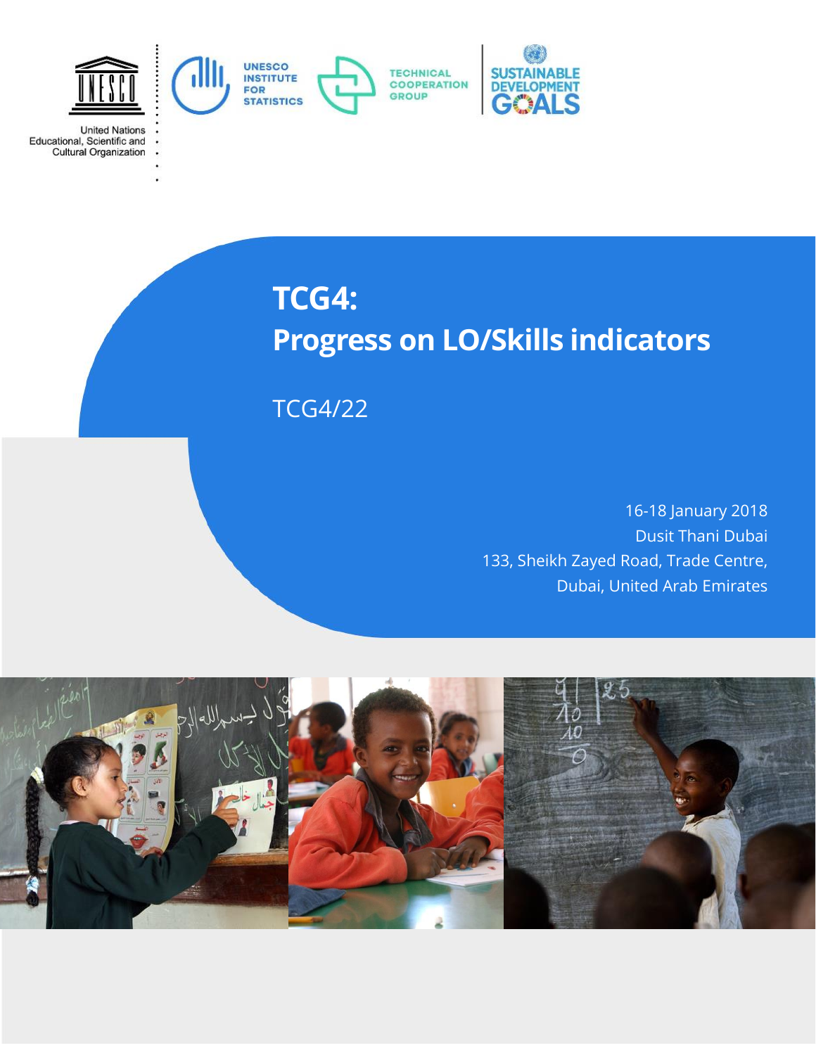United Nations
Educational, Scientific and
Cultural Organization

UNESCO INSTITUTE FOR STATISTICS

TECHNICAL COOPERATION GROUP

SUSTAINABLE DEVELOPMENT GOALS

# TCG4:
# Progress on LO/Skills indicators

TCG4/22

16-18 January 2018
Dusit Thani Dubai
133, Sheikh Zayed Road, Trade Centre,
Dubai, United Arab Emirates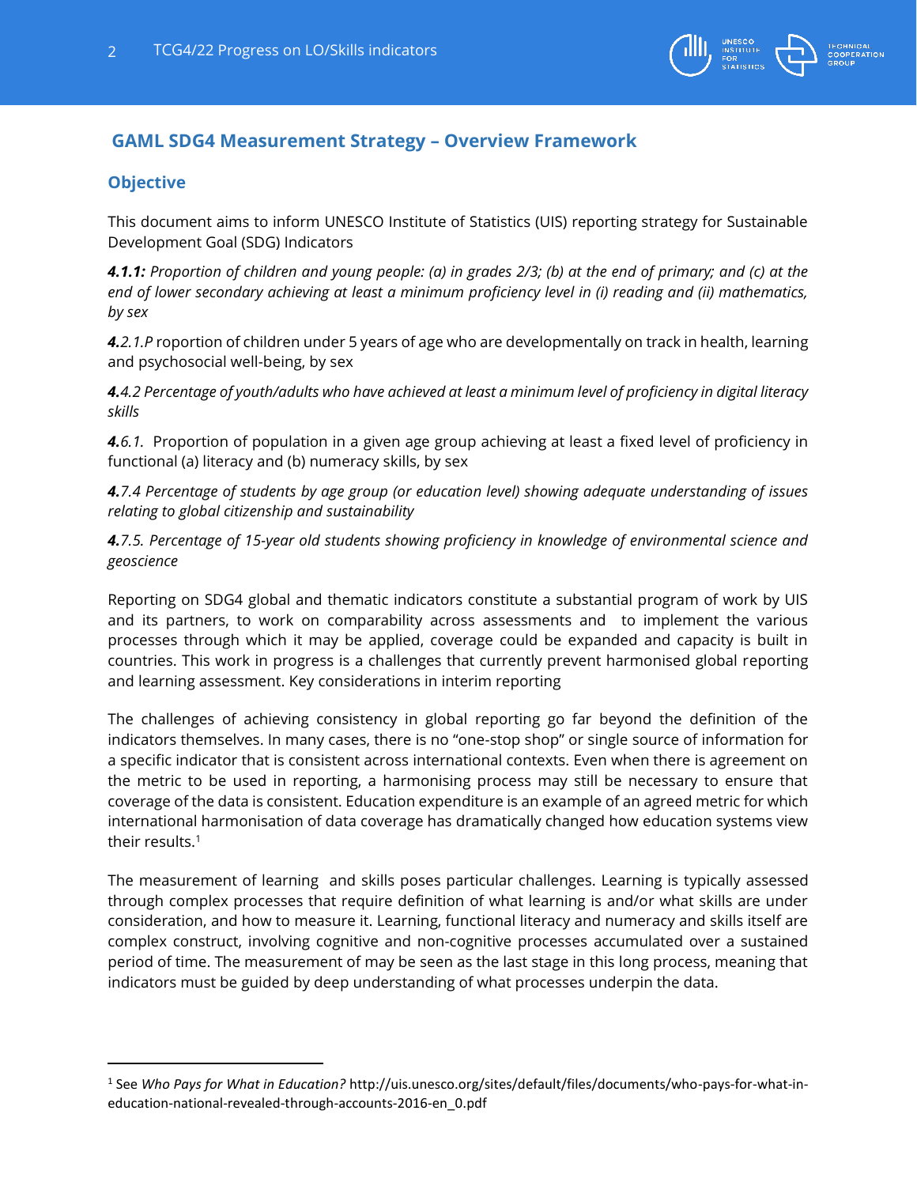## GAML SDG4 Measurement Strategy – Overview Framework

### Objective

This document aims to inform UNESCO Institute of Statistics (UIS) reporting strategy for Sustainable Development Goal (SDG) Indicators

***4.1.1:*** *Proportion of children and young people: (a) in grades 2/3; (b) at the end of primary; and (c) at the end of lower secondary achieving at least a minimum proficiency level in (i) reading and (ii) mathematics, by sex*

***4.****2.1.P* roportion of children under 5 years of age who are developmentally on track in health, learning and psychosocial well-being, by sex

***4.****4.2 Percentage of youth/adults who have achieved at least a minimum level of proficiency in digital literacy skills*

***4.****6.1.* Proportion of population in a given age group achieving at least a fixed level of proficiency in functional (a) literacy and (b) numeracy skills, by sex

***4.****7.4 Percentage of students by age group (or education level) showing adequate understanding of issues relating to global citizenship and sustainability*

***4.****7.5. Percentage of 15-year old students showing proficiency in knowledge of environmental science and geoscience*

Reporting on SDG4 global and thematic indicators constitute a substantial program of work by UIS and its partners, to work on comparability across assessments and to implement the various processes through which it may be applied, coverage could be expanded and capacity is built in countries. This work in progress is a challenges that currently prevent harmonised global reporting and learning assessment. Key considerations in interim reporting

The challenges of achieving consistency in global reporting go far beyond the definition of the indicators themselves. In many cases, there is no "one-stop shop" or single source of information for a specific indicator that is consistent across international contexts. Even when there is agreement on the metric to be used in reporting, a harmonising process may still be necessary to ensure that coverage of the data is consistent. Education expenditure is an example of an agreed metric for which international harmonisation of data coverage has dramatically changed how education systems view their results.[1]

The measurement of learning and skills poses particular challenges. Learning is typically assessed through complex processes that require definition of what learning is and/or what skills are under consideration, and how to measure it. Learning, functional literacy and numeracy and skills itself are complex construct, involving cognitive and non-cognitive processes accumulated over a sustained period of time. The measurement of may be seen as the last stage in this long process, meaning that indicators must be guided by deep understanding of what processes underpin the data.

---

[1] See *Who Pays for What in Education?* http://uis.unesco.org/sites/default/files/documents/who-pays-for-what-in-education-national-revealed-through-accounts-2016-en_0.pdf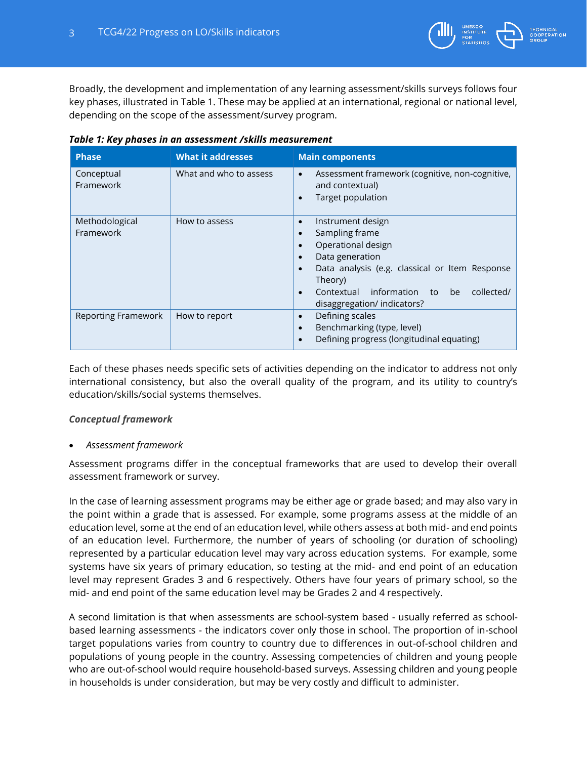Broadly, the development and implementation of any learning assessment/skills surveys follows four key phases, illustrated in Table 1. These may be applied at an international, regional or national level, depending on the scope of the assessment/survey program.

***Table 1: Key phases in an assessment /skills measurement***

| Phase | What it addresses | Main components |
|---|---|---|
| Conceptual Framework | What and who to assess | • Assessment framework (cognitive, non-cognitive, and contextual)<br>• Target population |
| Methodological Framework | How to assess | • Instrument design<br>• Sampling frame<br>• Operational design<br>• Data generation<br>• Data analysis (e.g. classical or Item Response Theory)<br>• Contextual information to be collected/ disaggregation/ indicators? |
| Reporting Framework | How to report | • Defining scales<br>• Benchmarking (type, level)<br>• Defining progress (longitudinal equating) |

Each of these phases needs specific sets of activities depending on the indicator to address not only international consistency, but also the overall quality of the program, and its utility to country's education/skills/social systems themselves.

***Conceptual framework***

- *Assessment framework*

Assessment programs differ in the conceptual frameworks that are used to develop their overall assessment framework or survey.

In the case of learning assessment programs may be either age or grade based; and may also vary in the point within a grade that is assessed. For example, some programs assess at the middle of an education level, some at the end of an education level, while others assess at both mid- and end points of an education level. Furthermore, the number of years of schooling (or duration of schooling) represented by a particular education level may vary across education systems. For example, some systems have six years of primary education, so testing at the mid- and end point of an education level may represent Grades 3 and 6 respectively. Others have four years of primary school, so the mid- and end point of the same education level may be Grades 2 and 4 respectively.

A second limitation is that when assessments are school-system based - usually referred as school-based learning assessments - the indicators cover only those in school. The proportion of in-school target populations varies from country to country due to differences in out-of-school children and populations of young people in the country. Assessing competencies of children and young people who are out-of-school would require household-based surveys. Assessing children and young people in households is under consideration, but may be very costly and difficult to administer.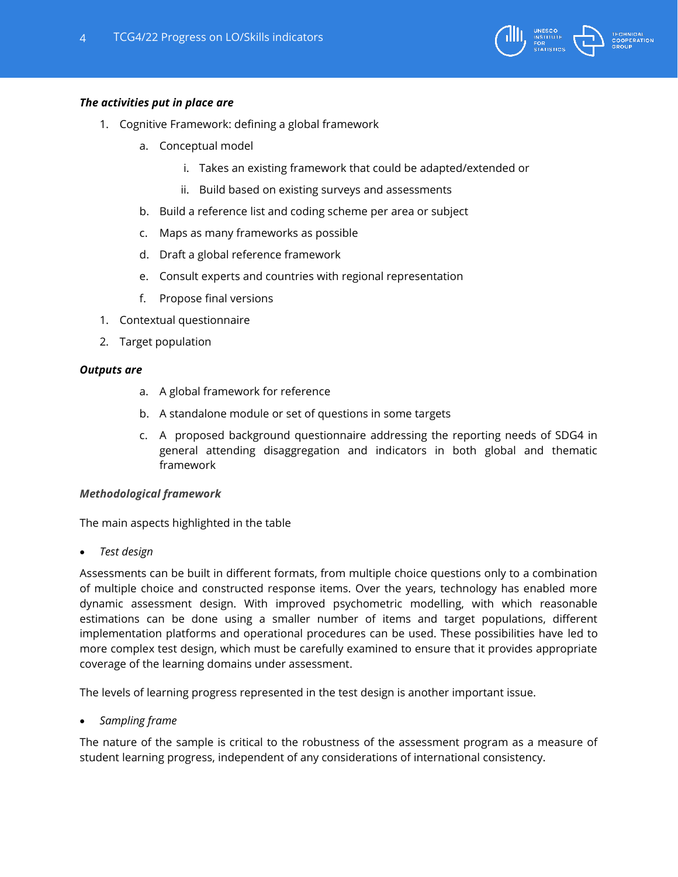***The activities put in place are***

1. Cognitive Framework: defining a global framework
   a. Conceptual model
      i. Takes an existing framework that could be adapted/extended or
      ii. Build based on existing surveys and assessments
   b. Build a reference list and coding scheme per area or subject
   c. Maps as many frameworks as possible
   d. Draft a global reference framework
   e. Consult experts and countries with regional representation
   f. Propose final versions
1. Contextual questionnaire
2. Target population

***Outputs are***

a. A global framework for reference
b. A standalone module or set of questions in some targets
c. A proposed background questionnaire addressing the reporting needs of SDG4 in general attending disaggregation and indicators in both global and thematic framework

***Methodological framework***

The main aspects highlighted in the table

- *Test design*

Assessments can be built in different formats, from multiple choice questions only to a combination of multiple choice and constructed response items. Over the years, technology has enabled more dynamic assessment design. With improved psychometric modelling, with which reasonable estimations can be done using a smaller number of items and target populations, different implementation platforms and operational procedures can be used. These possibilities have led to more complex test design, which must be carefully examined to ensure that it provides appropriate coverage of the learning domains under assessment.

The levels of learning progress represented in the test design is another important issue.

- *Sampling frame*

The nature of the sample is critical to the robustness of the assessment program as a measure of student learning progress, independent of any considerations of international consistency.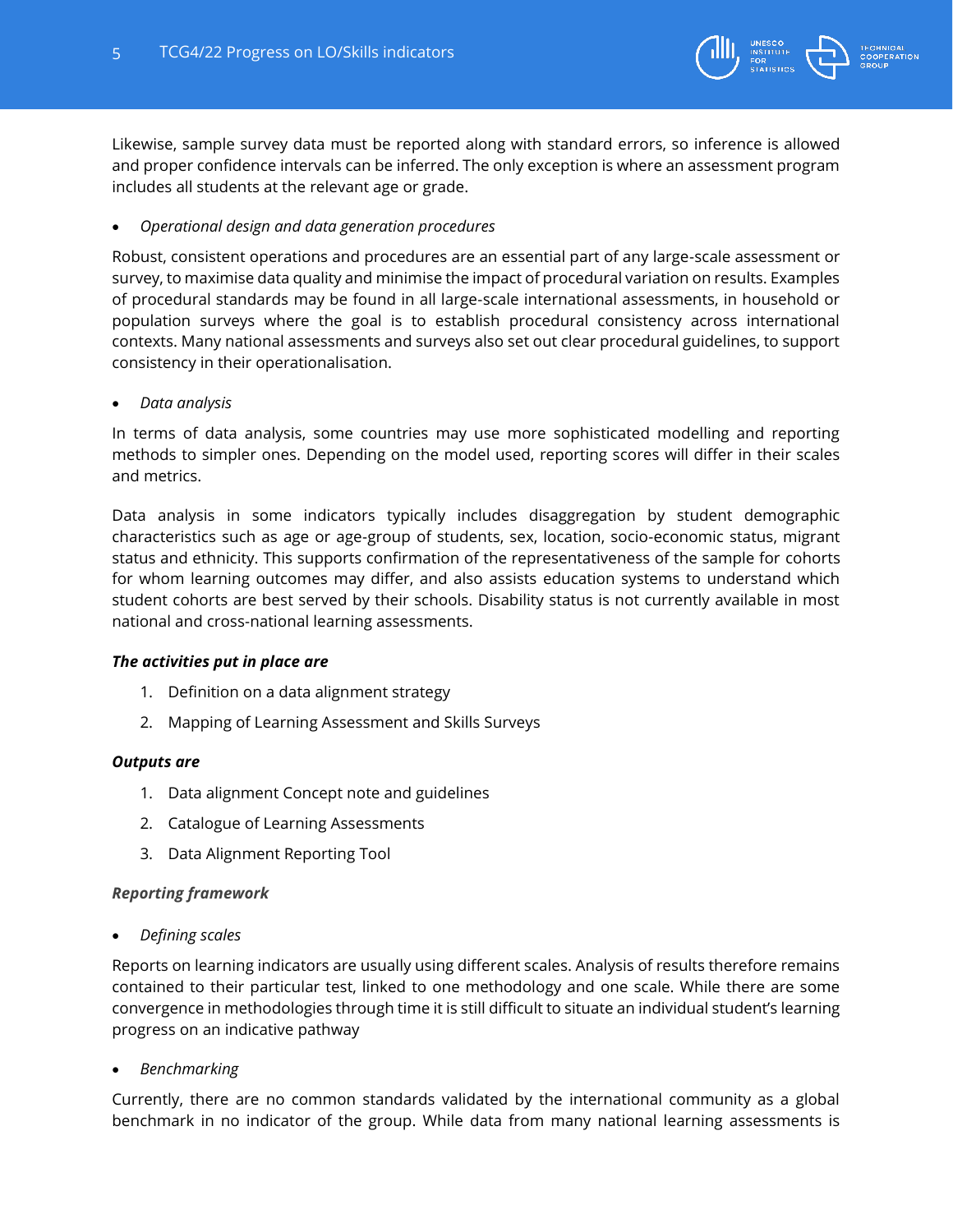Likewise, sample survey data must be reported along with standard errors, so inference is allowed and proper confidence intervals can be inferred. The only exception is where an assessment program includes all students at the relevant age or grade.

- *Operational design and data generation procedures*

Robust, consistent operations and procedures are an essential part of any large-scale assessment or survey, to maximise data quality and minimise the impact of procedural variation on results. Examples of procedural standards may be found in all large-scale international assessments, in household or population surveys where the goal is to establish procedural consistency across international contexts. Many national assessments and surveys also set out clear procedural guidelines, to support consistency in their operationalisation.

- *Data analysis*

In terms of data analysis, some countries may use more sophisticated modelling and reporting methods to simpler ones. Depending on the model used, reporting scores will differ in their scales and metrics.

Data analysis in some indicators typically includes disaggregation by student demographic characteristics such as age or age-group of students, sex, location, socio-economic status, migrant status and ethnicity. This supports confirmation of the representativeness of the sample for cohorts for whom learning outcomes may differ, and also assists education systems to understand which student cohorts are best served by their schools. Disability status is not currently available in most national and cross-national learning assessments.

***The activities put in place are***

1. Definition on a data alignment strategy
2. Mapping of Learning Assessment and Skills Surveys

***Outputs are***

1. Data alignment Concept note and guidelines
2. Catalogue of Learning Assessments
3. Data Alignment Reporting Tool

***Reporting framework***

- *Defining scales*

Reports on learning indicators are usually using different scales. Analysis of results therefore remains contained to their particular test, linked to one methodology and one scale. While there are some convergence in methodologies through time it is still difficult to situate an individual student's learning progress on an indicative pathway

- *Benchmarking*

Currently, there are no common standards validated by the international community as a global benchmark in no indicator of the group. While data from many national learning assessments is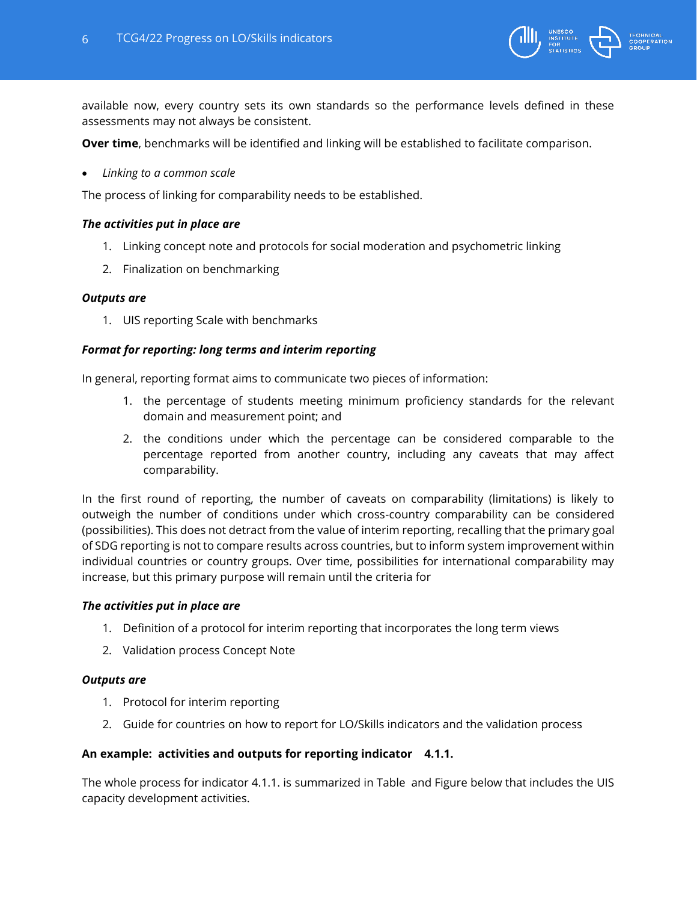available now, every country sets its own standards so the performance levels defined in these assessments may not always be consistent.

**Over time**, benchmarks will be identified and linking will be established to facilitate comparison.

- *Linking to a common scale*

The process of linking for comparability needs to be established.

***The activities put in place are***

1. Linking concept note and protocols for social moderation and psychometric linking
2. Finalization on benchmarking

***Outputs are***

1. UIS reporting Scale with benchmarks

***Format for reporting: long terms and interim reporting***

In general, reporting format aims to communicate two pieces of information:

1. the percentage of students meeting minimum proficiency standards for the relevant domain and measurement point; and
2. the conditions under which the percentage can be considered comparable to the percentage reported from another country, including any caveats that may affect comparability.

In the first round of reporting, the number of caveats on comparability (limitations) is likely to outweigh the number of conditions under which cross-country comparability can be considered (possibilities). This does not detract from the value of interim reporting, recalling that the primary goal of SDG reporting is not to compare results across countries, but to inform system improvement within individual countries or country groups. Over time, possibilities for international comparability may increase, but this primary purpose will remain until the criteria for

***The activities put in place are***

1. Definition of a protocol for interim reporting that incorporates the long term views
2. Validation process Concept Note

***Outputs are***

1. Protocol for interim reporting
2. Guide for countries on how to report for LO/Skills indicators and the validation process

**An example: activities and outputs for reporting indicator 4.1.1.**

The whole process for indicator 4.1.1. is summarized in Table and Figure below that includes the UIS capacity development activities.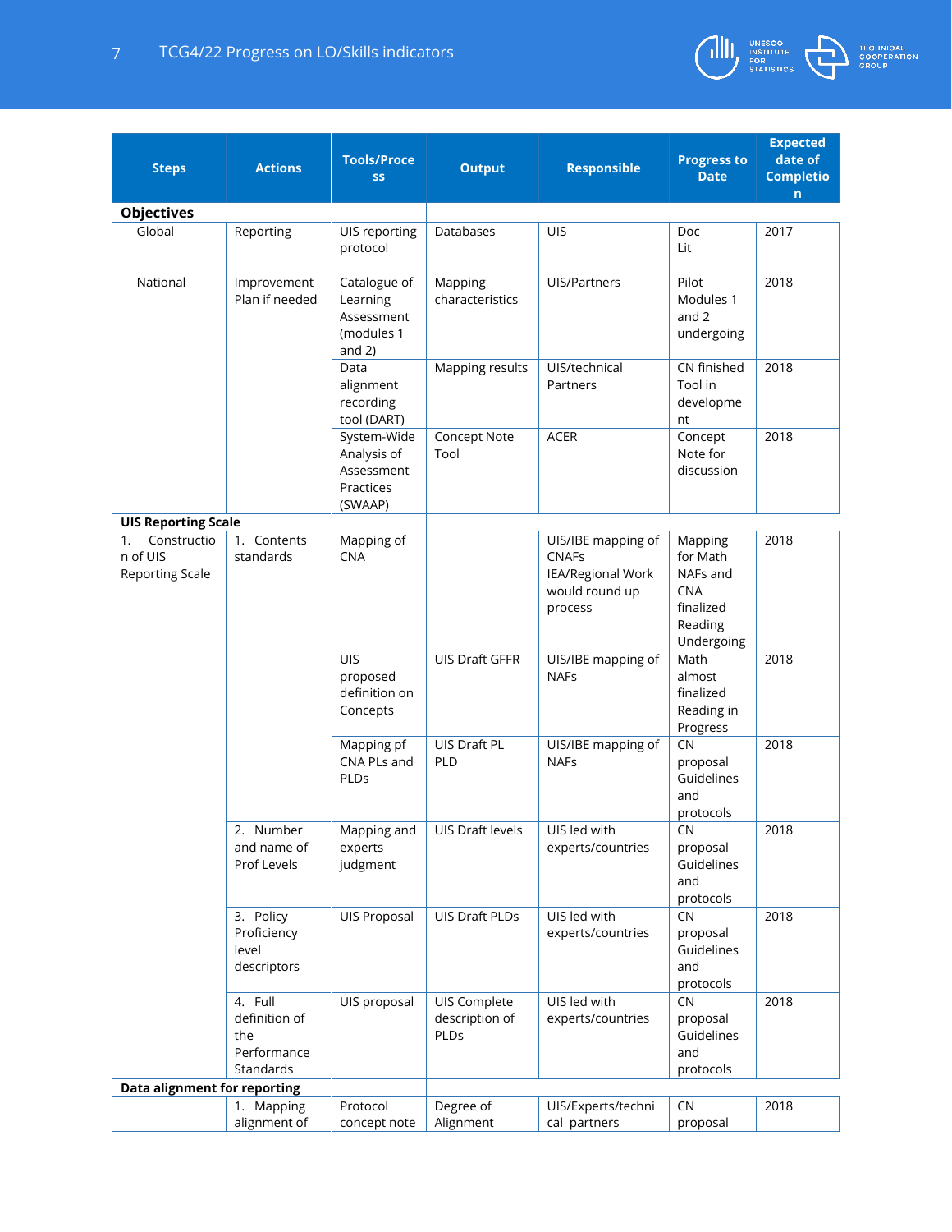| Steps | Actions | Tools/Process | Output | Responsible | Progress to Date | Expected date of Completion |
|---|---|---|---|---|---|---|
| **Objectives** | | | | | | |
| Global | Reporting | UIS reporting protocol | Databases | UIS | Doc Lit | 2017 |
| National | Improvement Plan if needed | Catalogue of Learning Assessment (modules 1 and 2) | Mapping characteristics | UIS/Partners | Pilot Modules 1 and 2 undergoing | 2018 |
| | | Data alignment recording tool (DART) | Mapping results | UIS/technical Partners | CN finished Tool in development | 2018 |
| | | System-Wide Analysis of Assessment Practices (SWAAP) | Concept Note Tool | ACER | Concept Note for discussion | 2018 |
| **UIS Reporting Scale** | | | | | | |
| 1. Construction of UIS Reporting Scale | 1. Contents standards | Mapping of CNA | | UIS/IBE mapping of CNAFs IEA/Regional Work would round up process | Mapping for Math NAFs and CNA finalized Reading Undergoing | 2018 |
| | | UIS proposed definition on Concepts | UIS Draft GFFR | UIS/IBE mapping of NAFs | Math almost finalized Reading in Progress | 2018 |
| | | Mapping pf CNA PLs and PLDs | UIS Draft PL PLD | UIS/IBE mapping of NAFs | CN proposal Guidelines and protocols | 2018 |
| | 2. Number and name of Prof Levels | Mapping and experts judgment | UIS Draft levels | UIS led with experts/countries | CN proposal Guidelines and protocols | 2018 |
| | 3. Policy Proficiency level descriptors | UIS Proposal | UIS Draft PLDs | UIS led with experts/countries | CN proposal Guidelines and protocols | 2018 |
| | 4. Full definition of the Performance Standards | UIS proposal | UIS Complete description of PLDs | UIS led with experts/countries | CN proposal Guidelines and protocols | 2018 |
| **Data alignment for reporting** | | | | | | |
| | 1. Mapping alignment of | Protocol concept note | Degree of Alignment | UIS/Experts/technical partners | CN proposal | 2018 |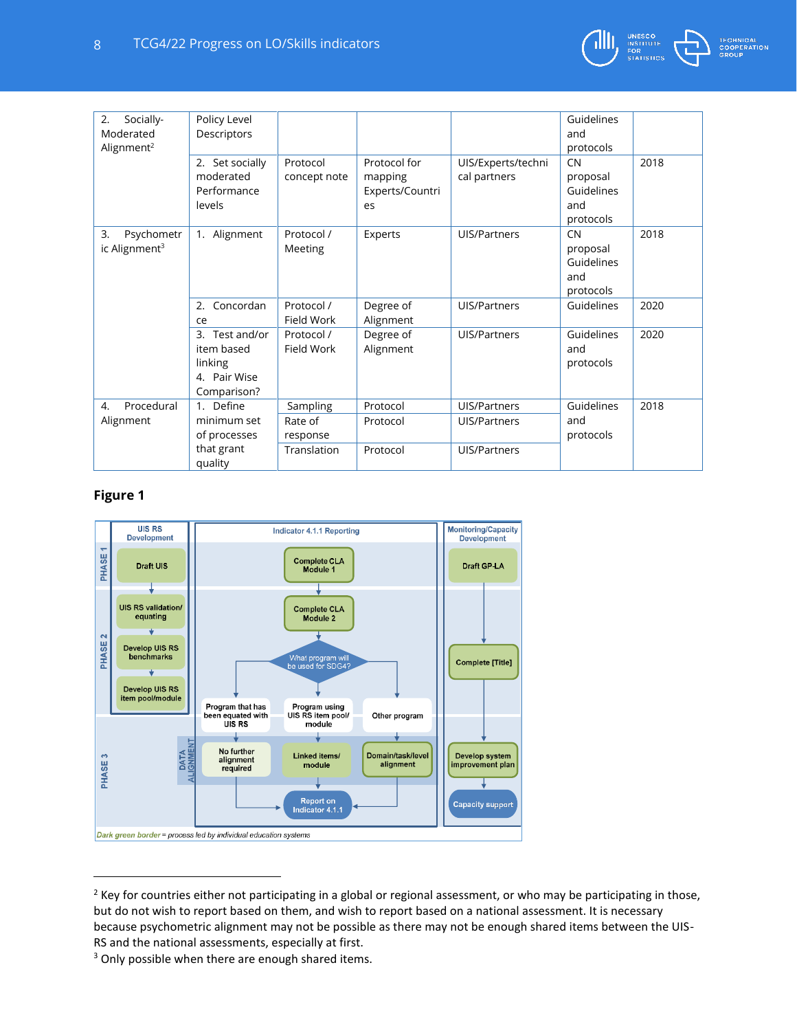| | | | | | | |
|---|---|---|---|---|---|---|
| 2. Socially-Moderated Alignment[2] | Policy Level Descriptors | | | | Guidelines and protocols | |
| | 2. Set socially moderated Performance levels | Protocol concept note | Protocol for mapping Experts/Countries | UIS/Experts/technical partners | CN proposal Guidelines and protocols | 2018 |
| 3. Psychometric Alignment[3] | 1. Alignment | Protocol / Meeting | Experts | UIS/Partners | CN proposal Guidelines and protocols | 2018 |
| | 2. Concordance | Protocol / Field Work | Degree of Alignment | UIS/Partners | Guidelines | 2020 |
| | 3. Test and/or item based linking<br>4. Pair Wise Comparison? | Protocol / Field Work | Degree of Alignment | UIS/Partners | Guidelines and protocols | 2020 |
| 4. Procedural Alignment | 1. Define minimum set of processes that grant quality | Sampling | Protocol | UIS/Partners | Guidelines and protocols | 2018 |
| | | Rate of response | Protocol | UIS/Partners | | |
| | | Translation | Protocol | UIS/Partners | | |

**Figure 1**

UIS RS Development | Indicator 4.1.1 Reporting | Monitoring/Capacity Development

PHASE 1: Draft UIS → Complete CLA Module 1 → Draft GP-LA

PHASE 2: UIS RS validation/equating; Develop UIS RS benchmarks; Develop UIS RS item pool/module; Complete CLA Module 2; What program will be used for SDG4?; Program that has been equated with UIS RS; Program using UIS RS item pool/module; Other program; Complete [Title]

PHASE 3 (DATA ALIGNMENT): No further alignment required; Linked items/module; Domain/task/level alignment; Report on Indicator 4.1.1; Develop system improvement plan; Capacity support

*Dark green border = process led by individual education systems*

---

[2] Key for countries either not participating in a global or regional assessment, or who may be participating in those, but do not wish to report based on them, and wish to report based on a national assessment. It is necessary because psychometric alignment may not be possible as there may not be enough shared items between the UIS-RS and the national assessments, especially at first.

[3] Only possible when there are enough shared items.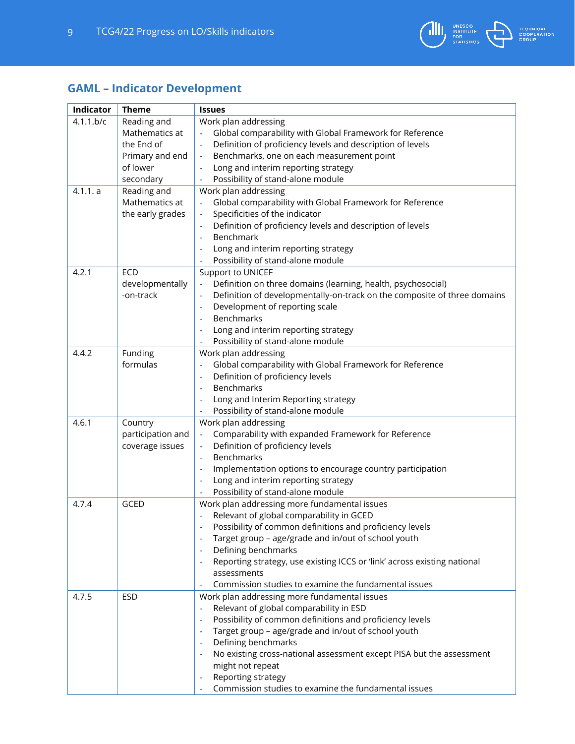## GAML – Indicator Development

| Indicator | Theme | Issues |
|---|---|---|
| 4.1.1.b/c | Reading and Mathematics at the End of Primary and end of lower secondary | Work plan addressing<br>- Global comparability with Global Framework for Reference<br>- Definition of proficiency levels and description of levels<br>- Benchmarks, one on each measurement point<br>- Long and interim reporting strategy<br>- Possibility of stand-alone module |
| 4.1.1. a | Reading and Mathematics at the early grades | Work plan addressing<br>- Global comparability with Global Framework for Reference<br>- Specificities of the indicator<br>- Definition of proficiency levels and description of levels<br>- Benchmark<br>- Long and interim reporting strategy<br>- Possibility of stand-alone module |
| 4.2.1 | ECD developmentally -on-track | Support to UNICEF<br>- Definition on three domains (learning, health, psychosocial)<br>- Definition of developmentally-on-track on the composite of three domains<br>- Development of reporting scale<br>- Benchmarks<br>- Long and interim reporting strategy<br>- Possibility of stand-alone module |
| 4.4.2 | Funding formulas | Work plan addressing<br>- Global comparability with Global Framework for Reference<br>- Definition of proficiency levels<br>- Benchmarks<br>- Long and Interim Reporting strategy<br>- Possibility of stand-alone module |
| 4.6.1 | Country participation and coverage issues | Work plan addressing<br>- Comparability with expanded Framework for Reference<br>- Definition of proficiency levels<br>- Benchmarks<br>- Implementation options to encourage country participation<br>- Long and interim reporting strategy<br>- Possibility of stand-alone module |
| 4.7.4 | GCED | Work plan addressing more fundamental issues<br>- Relevant of global comparability in GCED<br>- Possibility of common definitions and proficiency levels<br>- Target group – age/grade and in/out of school youth<br>- Defining benchmarks<br>- Reporting strategy, use existing ICCS or 'link' across existing national assessments<br>- Commission studies to examine the fundamental issues |
| 4.7.5 | ESD | Work plan addressing more fundamental issues<br>- Relevant of global comparability in ESD<br>- Possibility of common definitions and proficiency levels<br>- Target group – age/grade and in/out of school youth<br>- Defining benchmarks<br>- No existing cross-national assessment except PISA but the assessment might not repeat<br>- Reporting strategy<br>- Commission studies to examine the fundamental issues |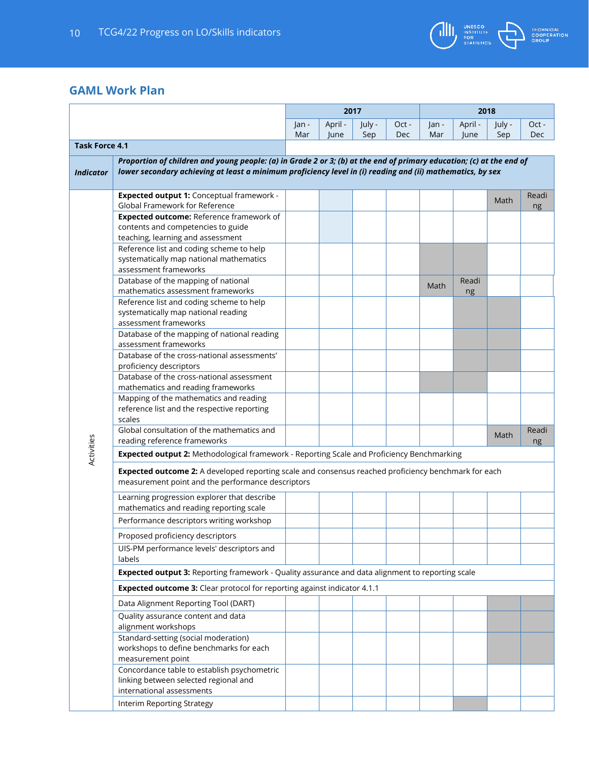## GAML Work Plan

| | | 2017 | | | | 2018 | | | |
|---|---|---|---|---|---|---|---|---|---|
| | | Jan - Mar | April - June | July - Sep | Oct - Dec | Jan - Mar | April - June | July - Sep | Oct - Dec |
| **Task Force 4.1** | | | | | | | | | |
| ***Indicator*** | ***Proportion of children and young people: (a) in Grade 2 or 3; (b) at the end of primary education; (c) at the end of lower secondary achieving at least a minimum proficiency level in (i) reading and (ii) mathematics, by sex*** | | | | | | | | |
| Activities | **Expected output 1:** Conceptual framework - Global Framework for Reference | | | | | | | Math | Reading |
| | **Expected outcome:** Reference framework of contents and competencies to guide teaching, learning and assessment | | | | | | | | |
| | Reference list and coding scheme to help systematically map national mathematics assessment frameworks | | | | | | | | |
| | Database of the mapping of national mathematics assessment frameworks | | | | | Math | Reading | | |
| | Reference list and coding scheme to help systematically map national reading assessment frameworks | | | | | | | | |
| | Database of the mapping of national reading assessment frameworks | | | | | | | | |
| | Database of the cross-national assessments' proficiency descriptors | | | | | | | | |
| | Database of the cross-national assessment mathematics and reading frameworks | | | | | | | | |
| | Mapping of the mathematics and reading reference list and the respective reporting scales | | | | | | | | |
| | Global consultation of the mathematics and reading reference frameworks | | | | | | | Math | Reading |
| | **Expected output 2:** Methodological framework - Reporting Scale and Proficiency Benchmarking | | | | | | | | |
| | **Expected outcome 2:** A developed reporting scale and consensus reached proficiency benchmark for each measurement point and the performance descriptors | | | | | | | | |
| | Learning progression explorer that describe mathematics and reading reporting scale | | | | | | | | |
| | Performance descriptors writing workshop | | | | | | | | |
| | Proposed proficiency descriptors | | | | | | | | |
| | UIS-PM performance levels' descriptors and labels | | | | | | | | |
| | **Expected output 3:** Reporting framework - Quality assurance and data alignment to reporting scale | | | | | | | | |
| | **Expected outcome 3:** Clear protocol for reporting against indicator 4.1.1 | | | | | | | | |
| | Data Alignment Reporting Tool (DART) | | | | | | | | |
| | Quality assurance content and data alignment workshops | | | | | | | | |
| | Standard-setting (social moderation) workshops to define benchmarks for each measurement point | | | | | | | | |
| | Concordance table to establish psychometric linking between selected regional and international assessments | | | | | | | | |
| | Interim Reporting Strategy | | | | | | | | |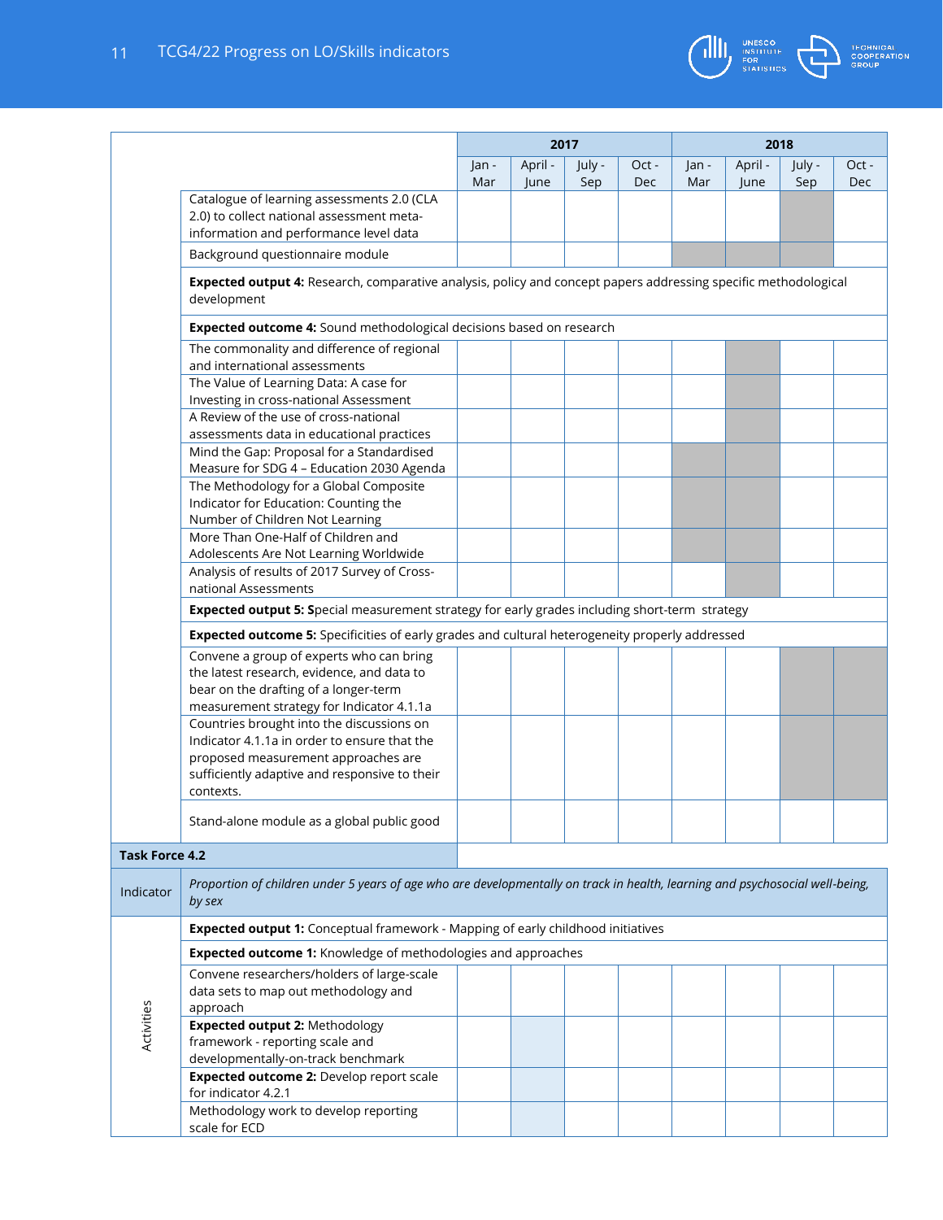| | | 2017 | | | | 2018 | | | |
|---|---|---|---|---|---|---|---|---|---|
| | | Jan - Mar | April - June | July - Sep | Oct - Dec | Jan - Mar | April - June | July - Sep | Oct - Dec |
| | Catalogue of learning assessments 2.0 (CLA 2.0) to collect national assessment meta-information and performance level data | | | | | | | | |
| | Background questionnaire module | | | | | | | | |
| | **Expected output 4:** Research, comparative analysis, policy and concept papers addressing specific methodological development | | | | | | | | |
| | **Expected outcome 4:** Sound methodological decisions based on research | | | | | | | | |
| | The commonality and difference of regional and international assessments | | | | | | | | |
| | The Value of Learning Data: A case for Investing in cross-national Assessment | | | | | | | | |
| | A Review of the use of cross-national assessments data in educational practices | | | | | | | | |
| | Mind the Gap: Proposal for a Standardised Measure for SDG 4 – Education 2030 Agenda | | | | | | | | |
| | The Methodology for a Global Composite Indicator for Education: Counting the Number of Children Not Learning | | | | | | | | |
| | More Than One-Half of Children and Adolescents Are Not Learning Worldwide | | | | | | | | |
| | Analysis of results of 2017 Survey of Cross-national Assessments | | | | | | | | |
| | **Expected output 5: S**pecial measurement strategy for early grades including short-term strategy | | | | | | | | |
| | **Expected outcome 5:** Specificities of early grades and cultural heterogeneity properly addressed | | | | | | | | |
| | Convene a group of experts who can bring the latest research, evidence, and data to bear on the drafting of a longer-term measurement strategy for Indicator 4.1.1a | | | | | | | | |
| | Countries brought into the discussions on Indicator 4.1.1a in order to ensure that the proposed measurement approaches are sufficiently adaptive and responsive to their contexts. | | | | | | | | |
| | Stand-alone module as a global public good | | | | | | | | |
| **Task Force 4.2** | | | | | | | | | |
| Indicator | *Proportion of children under 5 years of age who are developmentally on track in health, learning and psychosocial well-being, by sex* | | | | | | | | |
| Activities | **Expected output 1:** Conceptual framework - Mapping of early childhood initiatives | | | | | | | | |
| | **Expected outcome 1:** Knowledge of methodologies and approaches | | | | | | | | |
| | Convene researchers/holders of large-scale data sets to map out methodology and approach | | | | | | | | |
| | **Expected output 2:** Methodology framework - reporting scale and developmentally-on-track benchmark | | | | | | | | |
| | **Expected outcome 2:** Develop report scale for indicator 4.2.1 | | | | | | | | |
| | Methodology work to develop reporting scale for ECD | | | | | | | | |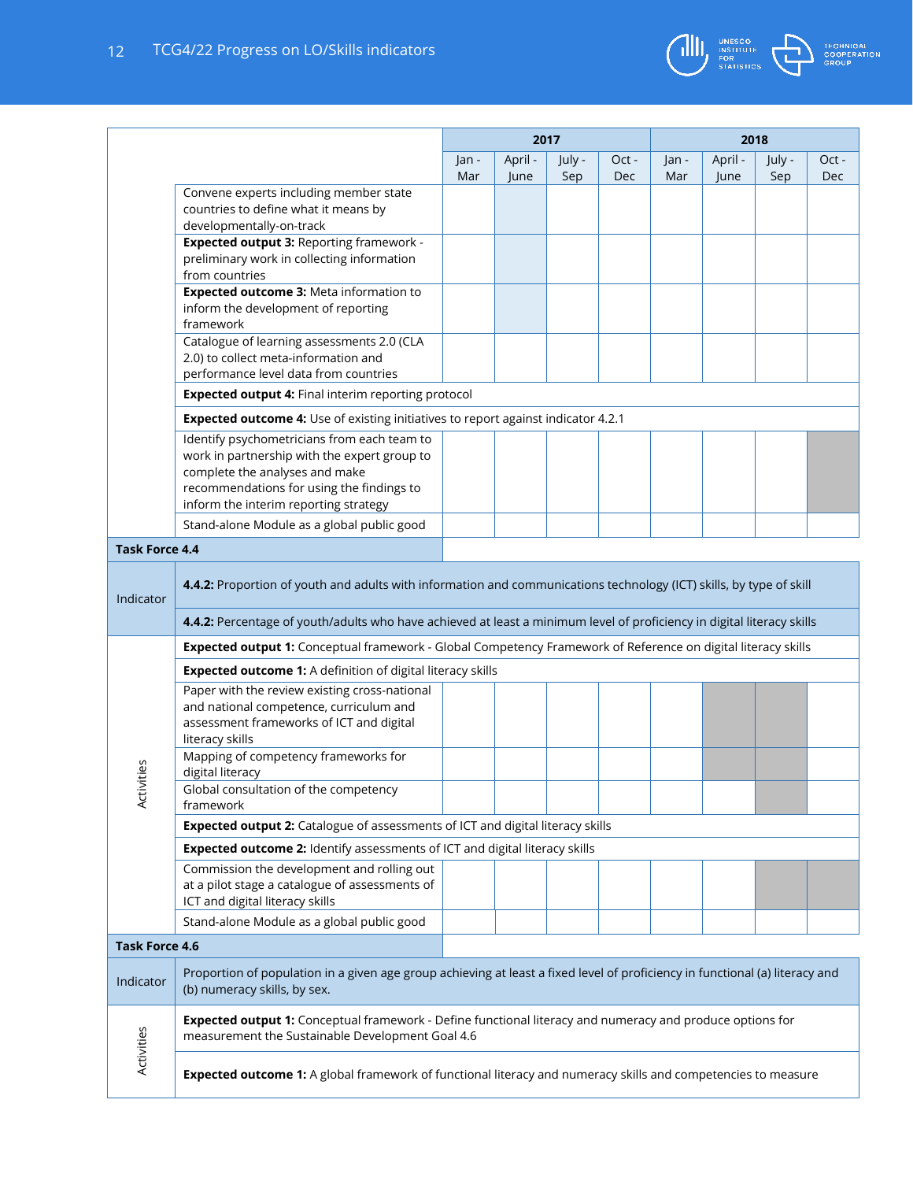| | | 2017 | | | | 2018 | | | |
|---|---|---|---|---|---|---|---|---|---|
| | | Jan - Mar | April - June | July - Sep | Oct - Dec | Jan - Mar | April - June | July - Sep | Oct - Dec |
| | Convene experts including member state countries to define what it means by developmentally-on-track | | | | | | | | |
| | **Expected output 3:** Reporting framework - preliminary work in collecting information from countries | | | | | | | | |
| | **Expected outcome 3:** Meta information to inform the development of reporting framework | | | | | | | | |
| | Catalogue of learning assessments 2.0 (CLA 2.0) to collect meta-information and performance level data from countries | | | | | | | | |
| | **Expected output 4:** Final interim reporting protocol | | | | | | | | |
| | **Expected outcome 4:** Use of existing initiatives to report against indicator 4.2.1 | | | | | | | | |
| | Identify psychometricians from each team to work in partnership with the expert group to complete the analyses and make recommendations for using the findings to inform the interim reporting strategy | | | | | | | | |
| | Stand-alone Module as a global public good | | | | | | | | |
| **Task Force 4.4** | | | | | | | | | |
| Indicator | **4.4.2:** Proportion of youth and adults with information and communications technology (ICT) skills, by type of skill | | | | | | | | |
| | **4.4.2:** Percentage of youth/adults who have achieved at least a minimum level of proficiency in digital literacy skills | | | | | | | | |
| Activities | **Expected output 1:** Conceptual framework - Global Competency Framework of Reference on digital literacy skills | | | | | | | | |
| | **Expected outcome 1:** A definition of digital literacy skills | | | | | | | | |
| | Paper with the review existing cross-national and national competence, curriculum and assessment frameworks of ICT and digital literacy skills | | | | | | | | |
| | Mapping of competency frameworks for digital literacy | | | | | | | | |
| | Global consultation of the competency framework | | | | | | | | |
| | **Expected output 2:** Catalogue of assessments of ICT and digital literacy skills | | | | | | | | |
| | **Expected outcome 2:** Identify assessments of ICT and digital literacy skills | | | | | | | | |
| | Commission the development and rolling out at a pilot stage a catalogue of assessments of ICT and digital literacy skills | | | | | | | | |
| | Stand-alone Module as a global public good | | | | | | | | |
| **Task Force 4.6** | | | | | | | | | |
| Indicator | Proportion of population in a given age group achieving at least a fixed level of proficiency in functional (a) literacy and (b) numeracy skills, by sex. | | | | | | | | |
| Activities | **Expected output 1:** Conceptual framework - Define functional literacy and numeracy and produce options for measurement the Sustainable Development Goal 4.6 | | | | | | | | |
| | **Expected outcome 1:** A global framework of functional literacy and numeracy skills and competencies to measure | | | | | | | | |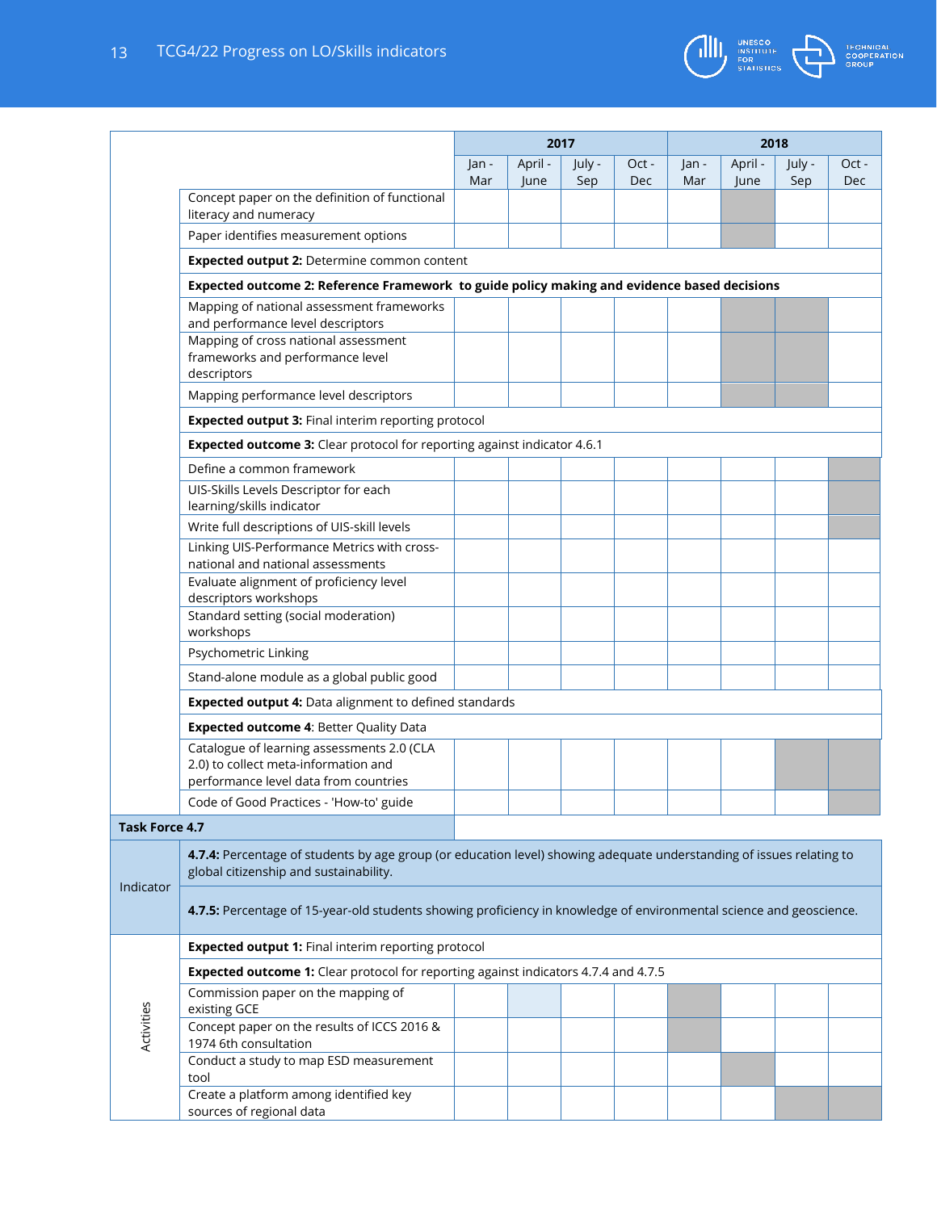| | | 2017 | | | | 2018 | | | |
|---|---|---|---|---|---|---|---|---|---|
| | | Jan - Mar | April - June | July - Sep | Oct - Dec | Jan - Mar | April - June | July - Sep | Oct - Dec |
| | Concept paper on the definition of functional literacy and numeracy | | | | | | ■ | | |
| | Paper identifies measurement options | | | | | | ■ | | |
| | **Expected output 2:** Determine common content | | | | | | | | |
| | **Expected outcome 2: Reference Framework to guide policy making and evidence based decisions** | | | | | | | | |
| | Mapping of national assessment frameworks and performance level descriptors | | | | | | ■ | ■ | |
| | Mapping of cross national assessment frameworks and performance level descriptors | | | | | | ■ | ■ | |
| | Mapping performance level descriptors | | | | | | ■ | ■ | |
| | **Expected output 3:** Final interim reporting protocol | | | | | | | | |
| | **Expected outcome 3:** Clear protocol for reporting against indicator 4.6.1 | | | | | | | | |
| | Define a common framework | | | | | | | | ■ |
| | UIS-Skills Levels Descriptor for each learning/skills indicator | | | | | | | | ■ |
| | Write full descriptions of UIS-skill levels | | | | | | | | ■ |
| | Linking UIS-Performance Metrics with cross-national and national assessments | | | | | | | | |
| | Evaluate alignment of proficiency level descriptors workshops | | | | | | | | |
| | Standard setting (social moderation) workshops | | | | | | | | |
| | Psychometric Linking | | | | | | | | |
| | Stand-alone module as a global public good | | | | | | | | |
| | **Expected output 4:** Data alignment to defined standards | | | | | | | | |
| | **Expected outcome 4**: Better Quality Data | | | | | | | | |
| | Catalogue of learning assessments 2.0 (CLA 2.0) to collect meta-information and performance level data from countries | | | | | | | ■ | ■ |
| | Code of Good Practices - 'How-to' guide | | | | | | | | ■ |
| **Task Force 4.7** | | | | | | | | | |
| Indicator | **4.7.4:** Percentage of students by age group (or education level) showing adequate understanding of issues relating to global citizenship and sustainability. | | | | | | | | |
| | **4.7.5:** Percentage of 15-year-old students showing proficiency in knowledge of environmental science and geoscience. | | | | | | | | |
| Activities | **Expected output 1:** Final interim reporting protocol | | | | | | | | |
| | **Expected outcome 1:** Clear protocol for reporting against indicators 4.7.4 and 4.7.5 | | | | | | | | |
| | Commission paper on the mapping of existing GCE | | | | | ■ | | | |
| | Concept paper on the results of ICCS 2016 & 1974 6th consultation | | | | | ■ | | | |
| | Conduct a study to map ESD measurement tool | | | | | | ■ | | |
| | Create a platform among identified key sources of regional data | | | | | | | ■ | ■ |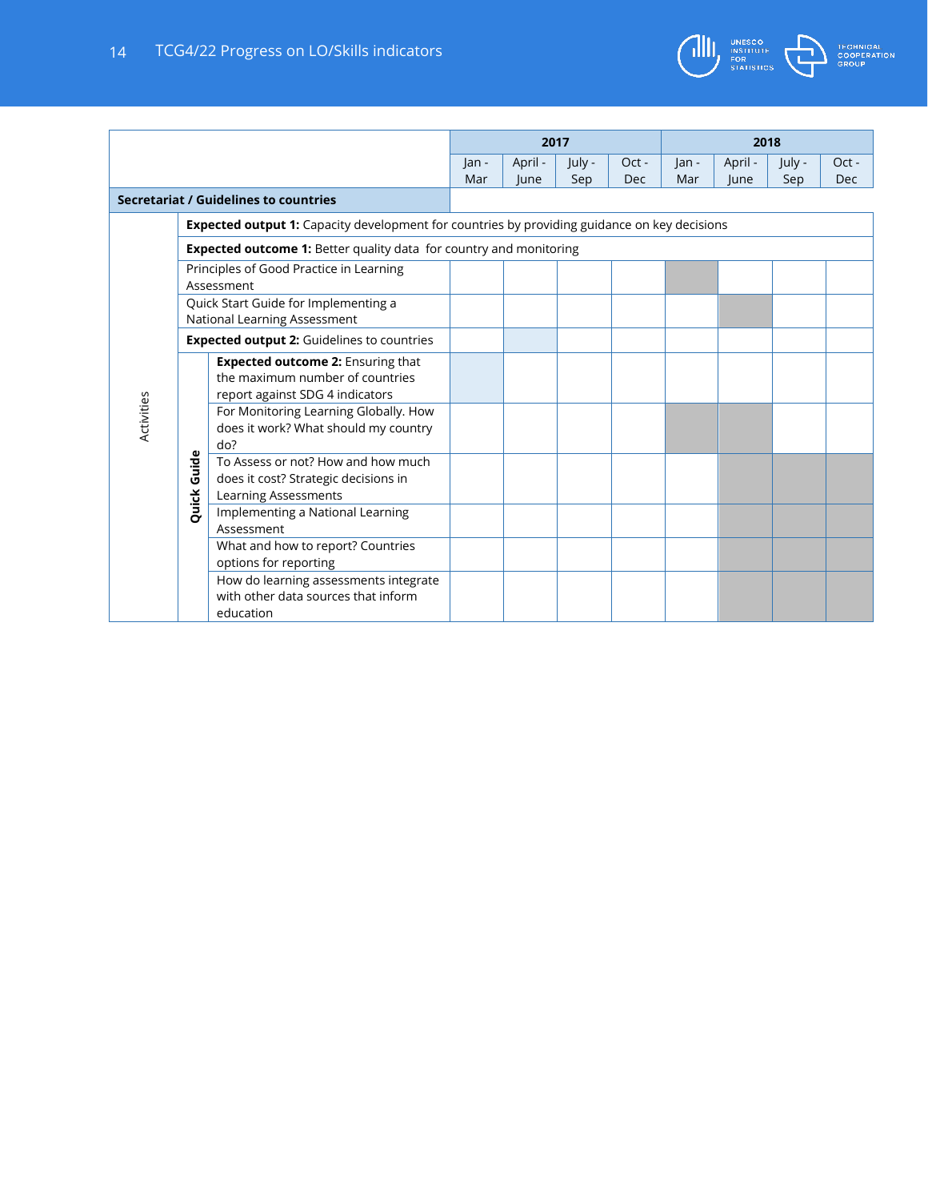| | | | 2017 | | | | 2018 | | | |
|---|---|---|---|---|---|---|---|---|---|---|
| | | | Jan - Mar | April - June | July - Sep | Oct - Dec | Jan - Mar | April - June | July - Sep | Oct - Dec |
| **Secretariat / Guidelines to countries** | | | | | | | | | | |
| Activities | **Expected output 1:** Capacity development for countries by providing guidance on key decisions | | | | | | | | | |
| | **Expected outcome 1:** Better quality data for country and monitoring | | | | | | | | | |
| | Principles of Good Practice in Learning Assessment | | | | | | | | | |
| | Quick Start Guide for Implementing a National Learning Assessment | | | | | | | | | |
| | **Expected output 2:** Guidelines to countries | | | | | | | | | |
| | **Quick Guide** | **Expected outcome 2:** Ensuring that the maximum number of countries report against SDG 4 indicators | | | | | | | | |
| | | For Monitoring Learning Globally. How does it work? What should my country do? | | | | | | | | |
| | | To Assess or not? How and how much does it cost? Strategic decisions in Learning Assessments | | | | | | | | |
| | | Implementing a National Learning Assessment | | | | | | | | |
| | | What and how to report? Countries options for reporting | | | | | | | | |
| | | How do learning assessments integrate with other data sources that inform education | | | | | | | | |